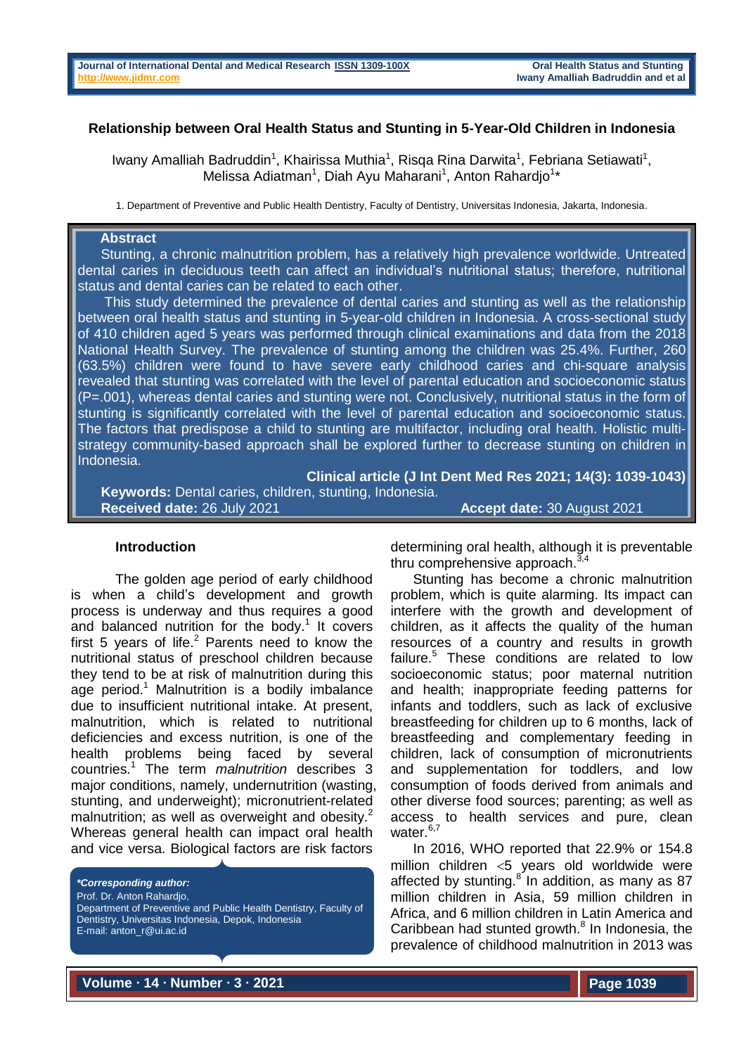# Relationship between Oral Health Status and Stunting in 5-Year-Old Children in Indonesia

Iwany Amalliah Badruddin[1], Khairissa Muthia[1], Risqa Rina Darwita[1], Febriana Setiawati[1], Melissa Adiatman[1], Diah Ayu Maharani[1], Anton Rahardjo[1]*

1. Department of Preventive and Public Health Dentistry, Faculty of Dentistry, Universitas Indonesia, Jakarta, Indonesia.

## Abstract

Stunting, a chronic malnutrition problem, has a relatively high prevalence worldwide. Untreated dental caries in deciduous teeth can affect an individual's nutritional status; therefore, nutritional status and dental caries can be related to each other.

This study determined the prevalence of dental caries and stunting as well as the relationship between oral health status and stunting in 5-year-old children in Indonesia. A cross-sectional study of 410 children aged 5 years was performed through clinical examinations and data from the 2018 National Health Survey. The prevalence of stunting among the children was 25.4%. Further, 260 (63.5%) children were found to have severe early childhood caries and chi-square analysis revealed that stunting was correlated with the level of parental education and socioeconomic status (P=.001), whereas dental caries and stunting were not. Conclusively, nutritional status in the form of stunting is significantly correlated with the level of parental education and socioeconomic status. The factors that predispose a child to stunting are multifactor, including oral health. Holistic multi-strategy community-based approach shall be explored further to decrease stunting on children in Indonesia.

**Clinical article (J Int Dent Med Res 2021; 14(3): 1039-1043)**

**Keywords:** Dental caries, children, stunting, Indonesia.

**Received date:** 26 July 2021 **Accept date:** 30 August 2021

## Introduction

The golden age period of early childhood is when a child's development and growth process is underway and thus requires a good and balanced nutrition for the body.[1] It covers first 5 years of life.[2] Parents need to know the nutritional status of preschool children because they tend to be at risk of malnutrition during this age period.[1] Malnutrition is a bodily imbalance due to insufficient nutritional intake. At present, malnutrition, which is related to nutritional deficiencies and excess nutrition, is one of the health problems being faced by several countries.[1] The term *malnutrition* describes 3 major conditions, namely, undernutrition (wasting, stunting, and underweight); micronutrient-related malnutrition; as well as overweight and obesity.[2] Whereas general health can impact oral health and vice versa. Biological factors are risk factors determining oral health, although it is preventable thru comprehensive approach.[3,4]

Stunting has become a chronic malnutrition problem, which is quite alarming. Its impact can interfere with the growth and development of children, as it affects the quality of the human resources of a country and results in growth failure.[5] These conditions are related to low socioeconomic status; poor maternal nutrition and health; inappropriate feeding patterns for infants and toddlers, such as lack of exclusive breastfeeding for children up to 6 months, lack of breastfeeding and complementary feeding in children, lack of consumption of micronutrients and supplementation for toddlers, and low consumption of foods derived from animals and other diverse food sources; parenting; as well as access to health services and pure, clean water.[6,7]

In 2016, WHO reported that 22.9% or 154.8 million children <5 years old worldwide were affected by stunting.[8] In addition, as many as 87 million children in Asia, 59 million children in Africa, and 6 million children in Latin America and Caribbean had stunted growth.[8] In Indonesia, the prevalence of childhood malnutrition in 2013 was

*Corresponding author:*
Prof. Dr. Anton Rahardjo,
Department of Preventive and Public Health Dentistry, Faculty of Dentistry, Universitas Indonesia, Depok, Indonesia
E-mail: anton_r@ui.ac.id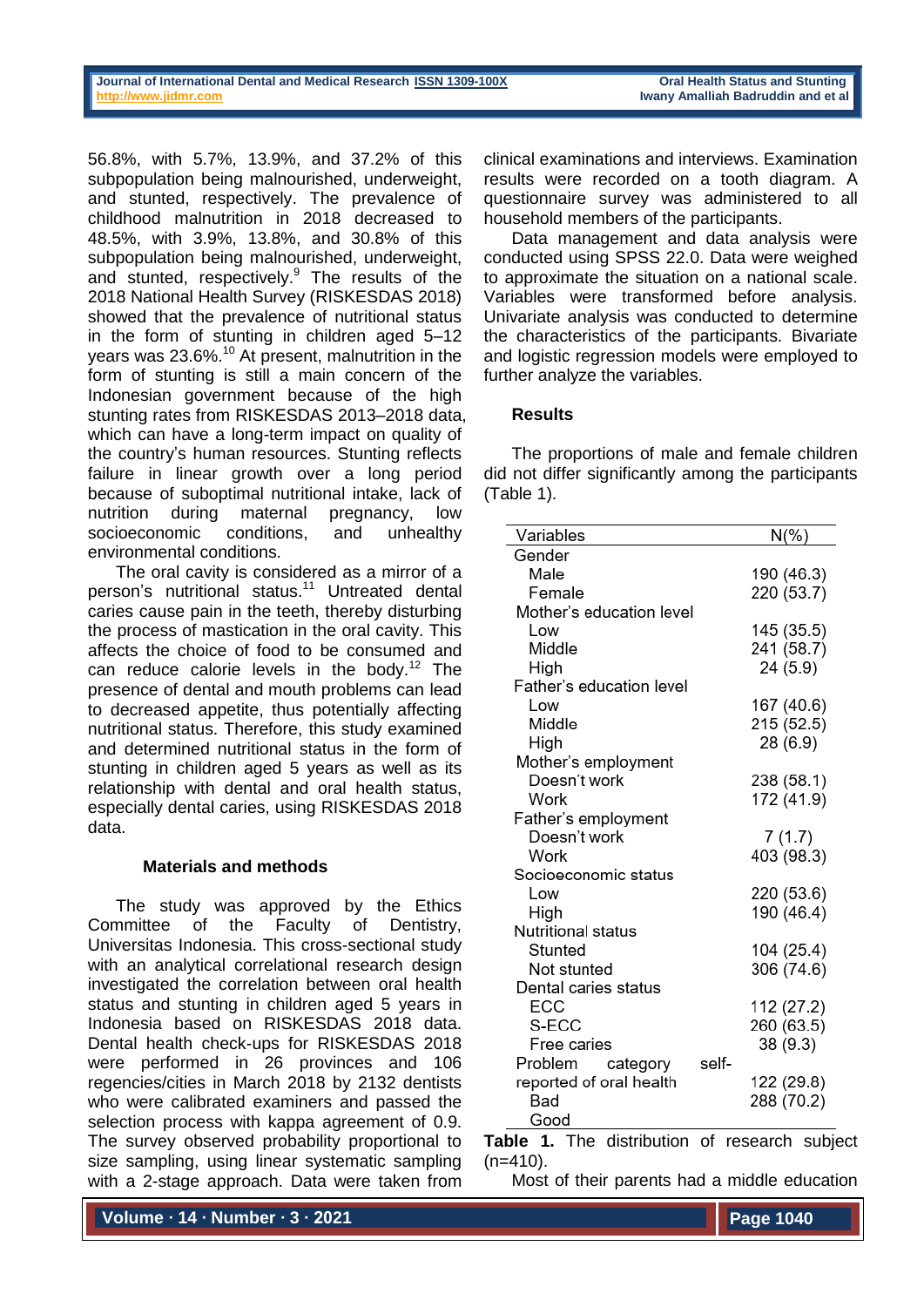56.8%, with 5.7%, 13.9%, and 37.2% of this subpopulation being malnourished, underweight, and stunted, respectively. The prevalence of childhood malnutrition in 2018 decreased to 48.5%, with 3.9%, 13.8%, and 30.8% of this subpopulation being malnourished, underweight, and stunted, respectively.[9] The results of the 2018 National Health Survey (RISKESDAS 2018) showed that the prevalence of nutritional status in the form of stunting in children aged 5–12 years was 23.6%.[10] At present, malnutrition in the form of stunting is still a main concern of the Indonesian government because of the high stunting rates from RISKESDAS 2013–2018 data, which can have a long-term impact on quality of the country's human resources. Stunting reflects failure in linear growth over a long period because of suboptimal nutritional intake, lack of nutrition during maternal pregnancy, low socioeconomic conditions, and unhealthy environmental conditions.

The oral cavity is considered as a mirror of a person's nutritional status.[11] Untreated dental caries cause pain in the teeth, thereby disturbing the process of mastication in the oral cavity. This affects the choice of food to be consumed and can reduce calorie levels in the body.[12] The presence of dental and mouth problems can lead to decreased appetite, thus potentially affecting nutritional status. Therefore, this study examined and determined nutritional status in the form of stunting in children aged 5 years as well as its relationship with dental and oral health status, especially dental caries, using RISKESDAS 2018 data.

## Materials and methods

The study was approved by the Ethics Committee of the Faculty of Dentistry, Universitas Indonesia. This cross-sectional study with an analytical correlational research design investigated the correlation between oral health status and stunting in children aged 5 years in Indonesia based on RISKESDAS 2018 data. Dental health check-ups for RISKESDAS 2018 were performed in 26 provinces and 106 regencies/cities in March 2018 by 2132 dentists who were calibrated examiners and passed the selection process with kappa agreement of 0.9. The survey observed probability proportional to size sampling, using linear systematic sampling with a 2-stage approach. Data were taken from clinical examinations and interviews. Examination results were recorded on a tooth diagram. A questionnaire survey was administered to all household members of the participants.

Data management and data analysis were conducted using SPSS 22.0. Data were weighed to approximate the situation on a national scale. Variables were transformed before analysis. Univariate analysis was conducted to determine the characteristics of the participants. Bivariate and logistic regression models were employed to further analyze the variables.

## Results

The proportions of male and female children did not differ significantly among the participants (Table 1).

| Variables | N(%) |
|---|---|
| Gender | |
| Male | 190 (46.3) |
| Female | 220 (53.7) |
| Mother's education level | |
| Low | 145 (35.5) |
| Middle | 241 (58.7) |
| High | 24 (5.9) |
| Father's education level | |
| Low | 167 (40.6) |
| Middle | 215 (52.5) |
| High | 28 (6.9) |
| Mother's employment | |
| Doesn't work | 238 (58.1) |
| Work | 172 (41.9) |
| Father's employment | |
| Doesn't work | 7 (1.7) |
| Work | 403 (98.3) |
| Socioeconomic status | |
| Low | 220 (53.6) |
| High | 190 (46.4) |
| Nutritional status | |
| Stunted | 104 (25.4) |
| Not stunted | 306 (74.6) |
| Dental caries status | |
| ECC | 112 (27.2) |
| S-ECC | 260 (63.5) |
| Free caries | 38 (9.3) |
| Problem category self-reported of oral health | |
| Bad | 122 (29.8) |
| Good | 288 (70.2) |

**Table 1.** The distribution of research subject (n=410).

Most of their parents had a middle education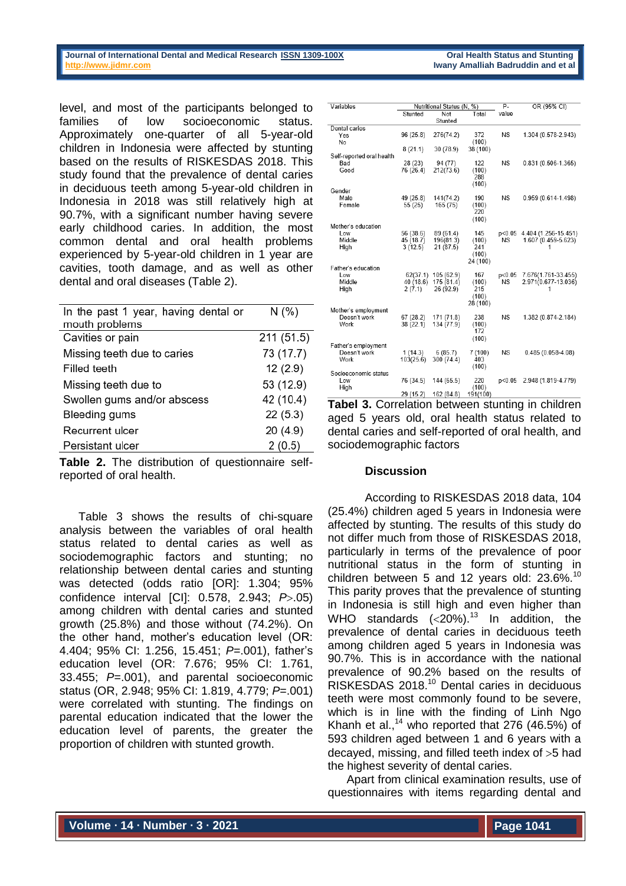level, and most of the participants belonged to families of low socioeconomic status. Approximately one-quarter of all 5-year-old children in Indonesia were affected by stunting based on the results of RISKESDAS 2018. This study found that the prevalence of dental caries in deciduous teeth among 5-year-old children in Indonesia in 2018 was still relatively high at 90.7%, with a significant number having severe early childhood caries. In addition, the most common dental and oral health problems experienced by 5-year-old children in 1 year are cavities, tooth damage, and as well as other dental and oral diseases (Table 2).

| In the past 1 year, having dental or mouth problems | N (%) |
|---|---|
| Cavities or pain | 211 (51.5) |
| Missing teeth due to caries | 73 (17.7) |
| Filled teeth | 12 (2.9) |
| Missing teeth due to | 53 (12.9) |
| Swollen gums and/or abscess | 42 (10.4) |
| Bleeding gums | 22 (5.3) |
| Recurrent ulcer | 20 (4.9) |
| Persistant ulcer | 2 (0.5) |

**Table 2.** The distribution of questionnaire self-reported of oral health.

Table 3 shows the results of chi-square analysis between the variables of oral health status related to dental caries as well as sociodemographic factors and stunting; no relationship between dental caries and stunting was detected (odds ratio [OR]: 1.304; 95% confidence interval [CI]: 0.578, 2.943; *P*>.05) among children with dental caries and stunted growth (25.8%) and those without (74.2%). On the other hand, mother's education level (OR: 4.404; 95% CI: 1.256, 15.451; *P*=.001), father's education level (OR: 7.676; 95% CI: 1.761, 33.455; *P*=.001), and parental socioeconomic status (OR, 2.948; 95% CI: 1.819, 4.779; *P*=.001) were correlated with stunting. The findings on parental education indicated that the lower the education level of parents, the greater the proportion of children with stunted growth.

| Variables | Nutritional Status (N, %) | | | P-value | OR (95% CI) |
|---|---|---|---|---|---|
| | Stunted | Not Stunted | Total | | |
| **Dental caries** | | | | | |
| Yes | 96 (25.8) | 276(74.2) | 372 (100) | NS | 1.304 (0.578-2.943) |
| No | 8 (21.1) | 30 (78.9) | 38 (100) | | |
| **Self-reported oral health** | | | | | |
| Bad | 28 (23) | 94 (77) | 122 (100) | NS | 0.831 (0.506-1.365) |
| Good | 76 (26.4) | 212(73.6) | 288 (100) | | |
| **Gender** | | | | | |
| Male | 49 (25.8) | 141(74.2) | 190 (100) | NS | 0.959 (0.614-1.498) |
| Female | 55 (25) | 165 (75) | 220 (100) | | |
| **Mother's education** | | | | | |
| Low | 56 (38.6) | 89 (61.4) | 145 (100) | p<0.05 | 4.404 (1.256-15.451) |
| Middle | 45 (18.7) | 196(81.3) | 241 (100) | NS | 1.607 (0.459-5.623) |
| High | 3 (12.5) | 21 (87.5) | 24 (100) | | 1 |
| **Father's education** | | | | | |
| Low | 62(37.1) | 105 (62.9) | 167 (100) | p<0.05 | 7.676(1.761-33.455) |
| Middle | 40 (18.6) | 175 (81.4) | 215 (100) | NS | 2.971(0.677-13.036) |
| High | 2 (7.1) | 26 (92.9) | 28 (100) | | 1 |
| **Mother's employment** | | | | | |
| Doesn't work | 67 (28.2) | 171 (71.8) | 238 (100) | NS | 1.382 (0.874-2.184) |
| Work | 38 (22.1) | 134 (77.9) | 172 (100) | | |
| **Father's employment** | | | | | |
| Doesn't work | 1 (14.3) | 6 (85.7) | 7 (100) | NS | 0.485 (0.058-4.08) |
| Work | 103(25.6) | 300 (74.4) | 403 (100) | | |
| **Socioeconomic status** | | | | | |
| Low | 76 (34.5) | 144 (65.5) | 220 (100) | p<0.05 | 2.948 (1.819-4.779) |
| High | 29 (15.2) | 162 (84.8) | 191(100) | | |

**Tabel 3.** Correlation between stunting in children aged 5 years old, oral health status related to dental caries and self-reported of oral health, and sociodemographic factors

## Discussion

According to RISKESDAS 2018 data, 104 (25.4%) children aged 5 years in Indonesia were affected by stunting. The results of this study do not differ much from those of RISKESDAS 2018, particularly in terms of the prevalence of poor nutritional status in the form of stunting in children between 5 and 12 years old: 23.6%.[10] This parity proves that the prevalence of stunting in Indonesia is still high and even higher than WHO standards (<20%).[13] In addition, the prevalence of dental caries in deciduous teeth among children aged 5 years in Indonesia was 90.7%. This is in accordance with the national prevalence of 90.2% based on the results of RISKESDAS 2018.[10] Dental caries in deciduous teeth were most commonly found to be severe, which is in line with the finding of Linh Ngo Khanh et al.,[14] who reported that 276 (46.5%) of 593 children aged between 1 and 6 years with a decayed, missing, and filled teeth index of >5 had the highest severity of dental caries.

Apart from clinical examination results, use of questionnaires with items regarding dental and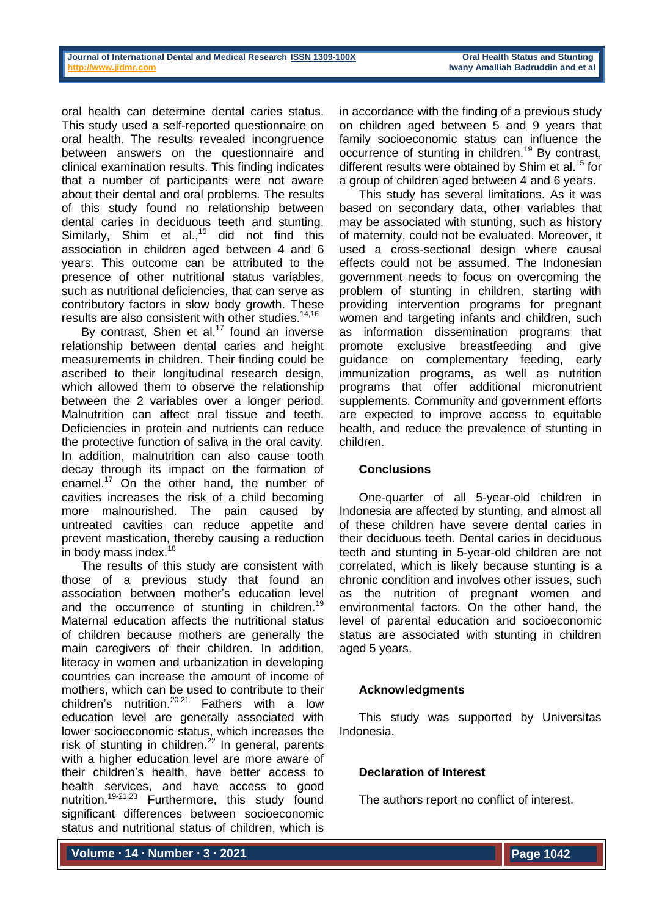oral health can determine dental caries status. This study used a self-reported questionnaire on oral health. The results revealed incongruence between answers on the questionnaire and clinical examination results. This finding indicates that a number of participants were not aware about their dental and oral problems. The results of this study found no relationship between dental caries in deciduous teeth and stunting. Similarly, Shim et al.,[15] did not find this association in children aged between 4 and 6 years. This outcome can be attributed to the presence of other nutritional status variables, such as nutritional deficiencies, that can serve as contributory factors in slow body growth. These results are also consistent with other studies.[14,16]

By contrast, Shen et al.[17] found an inverse relationship between dental caries and height measurements in children. Their finding could be ascribed to their longitudinal research design, which allowed them to observe the relationship between the 2 variables over a longer period. Malnutrition can affect oral tissue and teeth. Deficiencies in protein and nutrients can reduce the protective function of saliva in the oral cavity. In addition, malnutrition can also cause tooth decay through its impact on the formation of enamel.[17] On the other hand, the number of cavities increases the risk of a child becoming more malnourished. The pain caused by untreated cavities can reduce appetite and prevent mastication, thereby causing a reduction in body mass index.[18]

The results of this study are consistent with those of a previous study that found an association between mother's education level and the occurrence of stunting in children.[19] Maternal education affects the nutritional status of children because mothers are generally the main caregivers of their children. In addition, literacy in women and urbanization in developing countries can increase the amount of income of mothers, which can be used to contribute to their children's nutrition.[20,21] Fathers with a low education level are generally associated with lower socioeconomic status, which increases the risk of stunting in children.[22] In general, parents with a higher education level are more aware of their children's health, have better access to health services, and have access to good nutrition.[19-21,23] Furthermore, this study found significant differences between socioeconomic status and nutritional status of children, which is in accordance with the finding of a previous study on children aged between 5 and 9 years that family socioeconomic status can influence the occurrence of stunting in children.[19] By contrast, different results were obtained by Shim et al.[15] for a group of children aged between 4 and 6 years.

This study has several limitations. As it was based on secondary data, other variables that may be associated with stunting, such as history of maternity, could not be evaluated. Moreover, it used a cross-sectional design where causal effects could not be assumed. The Indonesian government needs to focus on overcoming the problem of stunting in children, starting with providing intervention programs for pregnant women and targeting infants and children, such as information dissemination programs that promote exclusive breastfeeding and give guidance on complementary feeding, early immunization programs, as well as nutrition programs that offer additional micronutrient supplements. Community and government efforts are expected to improve access to equitable health, and reduce the prevalence of stunting in children.

## Conclusions

One-quarter of all 5-year-old children in Indonesia are affected by stunting, and almost all of these children have severe dental caries in their deciduous teeth. Dental caries in deciduous teeth and stunting in 5-year-old children are not correlated, which is likely because stunting is a chronic condition and involves other issues, such as the nutrition of pregnant women and environmental factors. On the other hand, the level of parental education and socioeconomic status are associated with stunting in children aged 5 years.

## Acknowledgments

This study was supported by Universitas Indonesia.

## Declaration of Interest

The authors report no conflict of interest.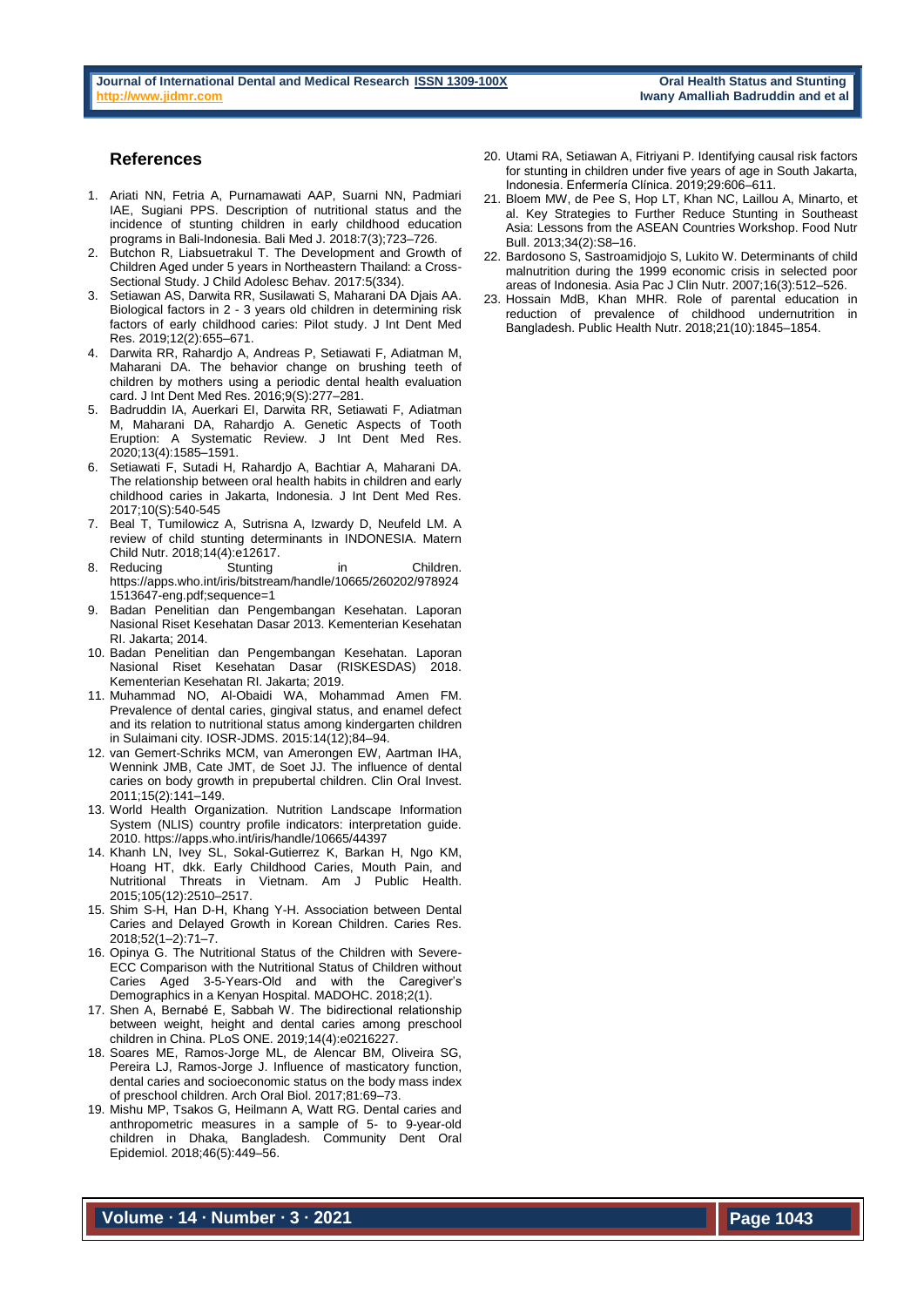## References

1. Ariati NN, Fetria A, Purnamawati AAP, Suarni NN, Padmiari IAE, Sugiani PPS. Description of nutritional status and the incidence of stunting children in early childhood education programs in Bali-Indonesia. Bali Med J. 2018:7(3);723–726.
2. Butchon R, Liabsuetrakul T. The Development and Growth of Children Aged under 5 years in Northeastern Thailand: a Cross-Sectional Study. J Child Adolesc Behav. 2017:5(334).
3. Setiawan AS, Darwita RR, Susilawati S, Maharani DA Djais AA. Biological factors in 2 - 3 years old children in determining risk factors of early childhood caries: Pilot study. J Int Dent Med Res. 2019;12(2):655–671.
4. Darwita RR, Rahardjo A, Andreas P, Setiawati F, Adiatman M, Maharani DA. The behavior change on brushing teeth of children by mothers using a periodic dental health evaluation card. J Int Dent Med Res. 2016;9(S):277–281.
5. Badruddin IA, Auerkari EI, Darwita RR, Setiawati F, Adiatman M, Maharani DA, Rahardjo A. Genetic Aspects of Tooth Eruption: A Systematic Review. J Int Dent Med Res. 2020;13(4):1585–1591.
6. Setiawati F, Sutadi H, Rahardjo A, Bachtiar A, Maharani DA. The relationship between oral health habits in children and early childhood caries in Jakarta, Indonesia. J Int Dent Med Res. 2017;10(S):540-545
7. Beal T, Tumilowicz A, Sutrisna A, Izwardy D, Neufeld LM. A review of child stunting determinants in INDONESIA. Matern Child Nutr. 2018;14(4):e12617.
8. Reducing Stunting in Children. https://apps.who.int/iris/bitstream/handle/10665/260202/9789241513647-eng.pdf;sequence=1
9. Badan Penelitian dan Pengembangan Kesehatan. Laporan Nasional Riset Kesehatan Dasar 2013. Kementerian Kesehatan RI. Jakarta; 2014.
10. Badan Penelitian dan Pengembangan Kesehatan. Laporan Nasional Riset Kesehatan Dasar (RISKESDAS) 2018. Kementerian Kesehatan RI. Jakarta; 2019.
11. Muhammad NO, Al-Obaidi WA, Mohammad Amen FM. Prevalence of dental caries, gingival status, and enamel defect and its relation to nutritional status among kindergarten children in Sulaimani city. IOSR-JDMS. 2015:14(12);84–94.
12. van Gemert-Schriks MCM, van Amerongen EW, Aartman IHA, Wennink JMB, Cate JMT, de Soet JJ. The influence of dental caries on body growth in prepubertal children. Clin Oral Invest. 2011;15(2):141–149.
13. World Health Organization. Nutrition Landscape Information System (NLIS) country profile indicators: interpretation guide. 2010. https://apps.who.int/iris/handle/10665/44397
14. Khanh LN, Ivey SL, Sokal-Gutierrez K, Barkan H, Ngo KM, Hoang HT, dkk. Early Childhood Caries, Mouth Pain, and Nutritional Threats in Vietnam. Am J Public Health. 2015;105(12):2510–2517.
15. Shim S-H, Han D-H, Khang Y-H. Association between Dental Caries and Delayed Growth in Korean Children. Caries Res. 2018;52(1–2):71–7.
16. Opinya G. The Nutritional Status of the Children with Severe-ECC Comparison with the Nutritional Status of Children without Caries Aged 3-5-Years-Old and with the Caregiver's Demographics in a Kenyan Hospital. MADOHC. 2018;2(1).
17. Shen A, Bernabé E, Sabbah W. The bidirectional relationship between weight, height and dental caries among preschool children in China. PLoS ONE. 2019;14(4):e0216227.
18. Soares ME, Ramos-Jorge ML, de Alencar BM, Oliveira SG, Pereira LJ, Ramos-Jorge J. Influence of masticatory function, dental caries and socioeconomic status on the body mass index of preschool children. Arch Oral Biol. 2017;81:69–73.
19. Mishu MP, Tsakos G, Heilmann A, Watt RG. Dental caries and anthropometric measures in a sample of 5- to 9-year-old children in Dhaka, Bangladesh. Community Dent Oral Epidemiol. 2018;46(5):449–56.
20. Utami RA, Setiawan A, Fitriyani P. Identifying causal risk factors for stunting in children under five years of age in South Jakarta, Indonesia. Enfermería Clínica. 2019;29:606–611.
21. Bloem MW, de Pee S, Hop LT, Khan NC, Laillou A, Minarto, et al. Key Strategies to Further Reduce Stunting in Southeast Asia: Lessons from the ASEAN Countries Workshop. Food Nutr Bull. 2013;34(2):S8–16.
22. Bardosono S, Sastroamidjojo S, Lukito W. Determinants of child malnutrition during the 1999 economic crisis in selected poor areas of Indonesia. Asia Pac J Clin Nutr. 2007;16(3):512–526.
23. Hossain MdB, Khan MHR. Role of parental education in reduction of prevalence of childhood undernutrition in Bangladesh. Public Health Nutr. 2018;21(10):1845–1854.